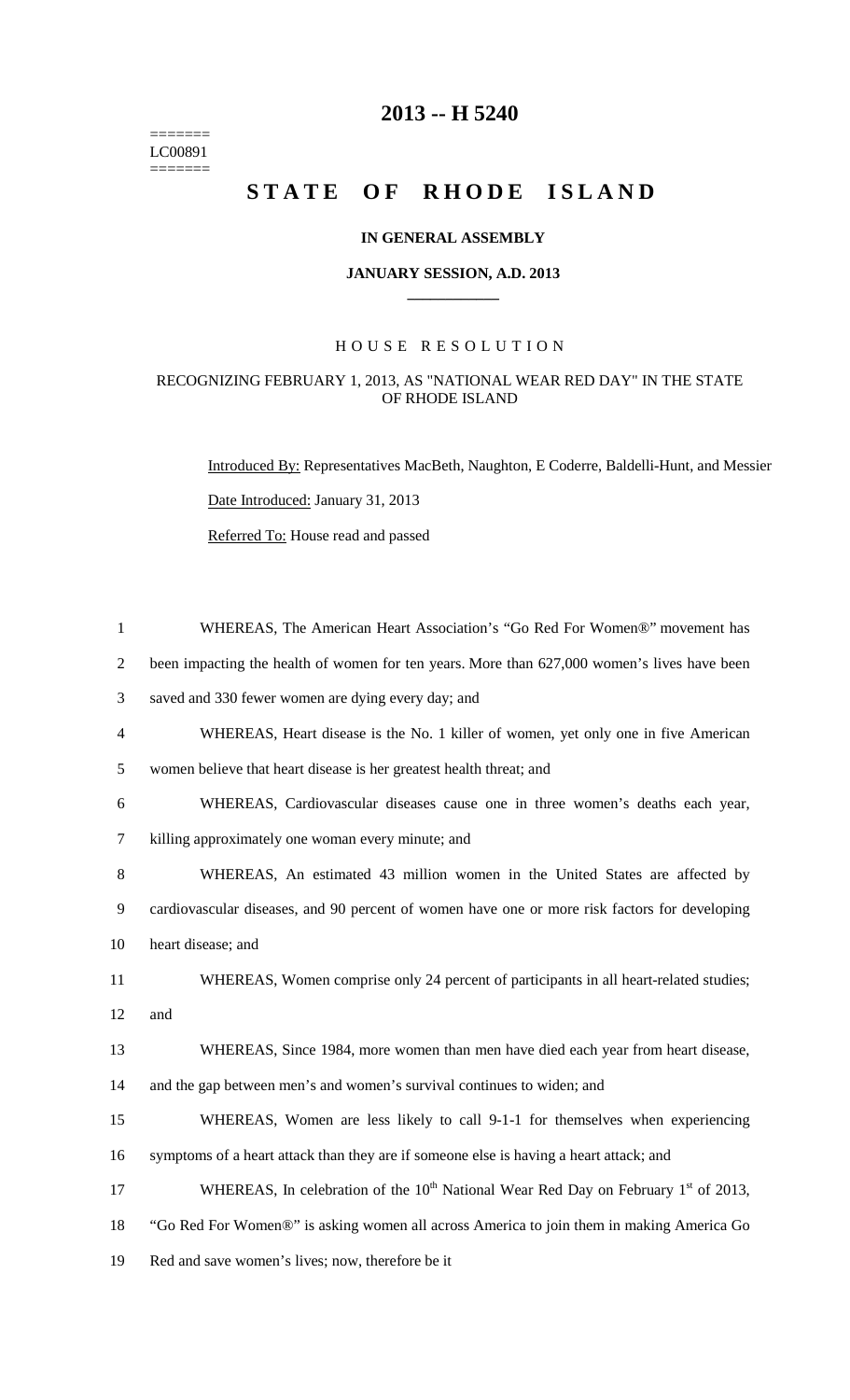=======
LC00891
=======

# 2013 -- H 5240

# STATE OF RHODE ISLAND

**IN GENERAL ASSEMBLY**

**JANUARY SESSION, A.D. 2013**

## HOUSE RESOLUTION

RECOGNIZING FEBRUARY 1, 2013, AS "NATIONAL WEAR RED DAY" IN THE STATE OF RHODE ISLAND

Introduced By: Representatives MacBeth, Naughton, E Coderre, Baldelli-Hunt, and Messier

Date Introduced: January 31, 2013

Referred To: House read and passed

1 WHEREAS, The American Heart Association's "Go Red For Women®" movement has
2 been impacting the health of women for ten years. More than 627,000 women's lives have been
3 saved and 330 fewer women are dying every day; and
4 WHEREAS, Heart disease is the No. 1 killer of women, yet only one in five American
5 women believe that heart disease is her greatest health threat; and
6 WHEREAS, Cardiovascular diseases cause one in three women's deaths each year,
7 killing approximately one woman every minute; and
8 WHEREAS, An estimated 43 million women in the United States are affected by
9 cardiovascular diseases, and 90 percent of women have one or more risk factors for developing
10 heart disease; and
11 WHEREAS, Women comprise only 24 percent of participants in all heart-related studies;
12 and
13 WHEREAS, Since 1984, more women than men have died each year from heart disease,
14 and the gap between men's and women's survival continues to widen; and
15 WHEREAS, Women are less likely to call 9-1-1 for themselves when experiencing
16 symptoms of a heart attack than they are if someone else is having a heart attack; and
17 WHEREAS, In celebration of the 10th National Wear Red Day on February 1st of 2013,
18 "Go Red For Women®" is asking women all across America to join them in making America Go
19 Red and save women's lives; now, therefore be it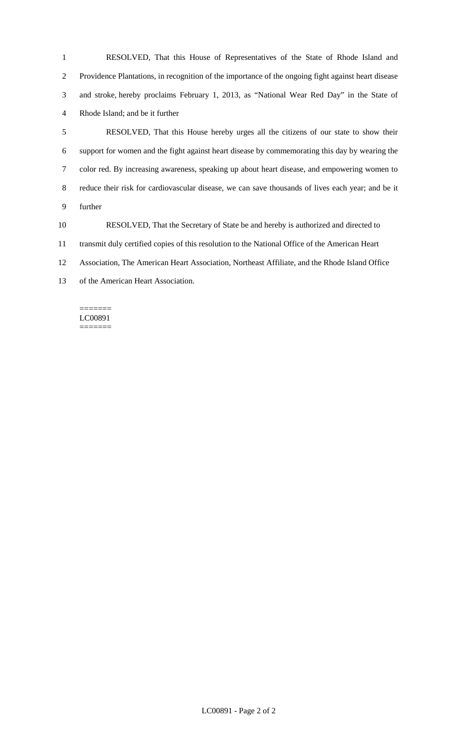RESOLVED, That this House of Representatives of the State of Rhode Island and Providence Plantations, in recognition of the importance of the ongoing fight against heart disease and stroke, hereby proclaims February 1, 2013, as "National Wear Red Day" in the State of Rhode Island; and be it further

RESOLVED, That this House hereby urges all the citizens of our state to show their support for women and the fight against heart disease by commemorating this day by wearing the color red. By increasing awareness, speaking up about heart disease, and empowering women to reduce their risk for cardiovascular disease, we can save thousands of lives each year; and be it further

RESOLVED, That the Secretary of State be and hereby is authorized and directed to transmit duly certified copies of this resolution to the National Office of the American Heart Association, The American Heart Association, Northeast Affiliate, and the Rhode Island Office of the American Heart Association.

=======
LC00891
=======